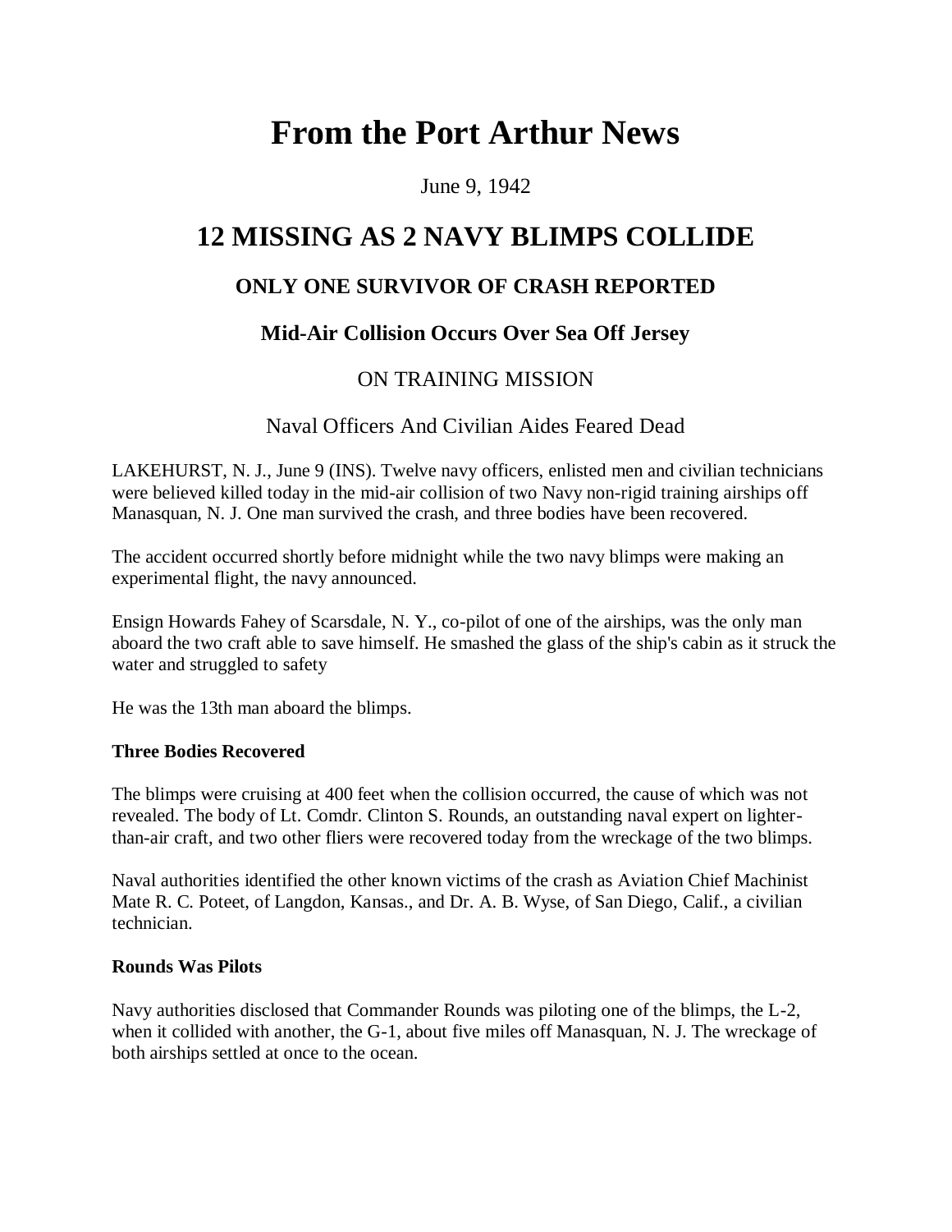# From the Port Arthur News

June 9, 1942

## 12 MISSING AS 2 NAVY BLIMPS COLLIDE

### ONLY ONE SURVIVOR OF CRASH REPORTED

### Mid-Air Collision Occurs Over Sea Off Jersey

ON TRAINING MISSION

Naval Officers And Civilian Aides Feared Dead

LAKEHURST, N. J., June 9 (INS). Twelve navy officers, enlisted men and civilian technicians were believed killed today in the mid-air collision of two Navy non-rigid training airships off Manasquan, N. J. One man survived the crash, and three bodies have been recovered.

The accident occurred shortly before midnight while the two navy blimps were making an experimental flight, the navy announced.

Ensign Howards Fahey of Scarsdale, N. Y., co-pilot of one of the airships, was the only man aboard the two craft able to save himself. He smashed the glass of the ship's cabin as it struck the water and struggled to safety

He was the 13th man aboard the blimps.

**Three Bodies Recovered**

The blimps were cruising at 400 feet when the collision occurred, the cause of which was not revealed. The body of Lt. Comdr. Clinton S. Rounds, an outstanding naval expert on lighter-than-air craft, and two other fliers were recovered today from the wreckage of the two blimps.

Naval authorities identified the other known victims of the crash as Aviation Chief Machinist Mate R. C. Poteet, of Langdon, Kansas., and Dr. A. B. Wyse, of San Diego, Calif., a civilian technician.

**Rounds Was Pilots**

Navy authorities disclosed that Commander Rounds was piloting one of the blimps, the L-2, when it collided with another, the G-1, about five miles off Manasquan, N. J. The wreckage of both airships settled at once to the ocean.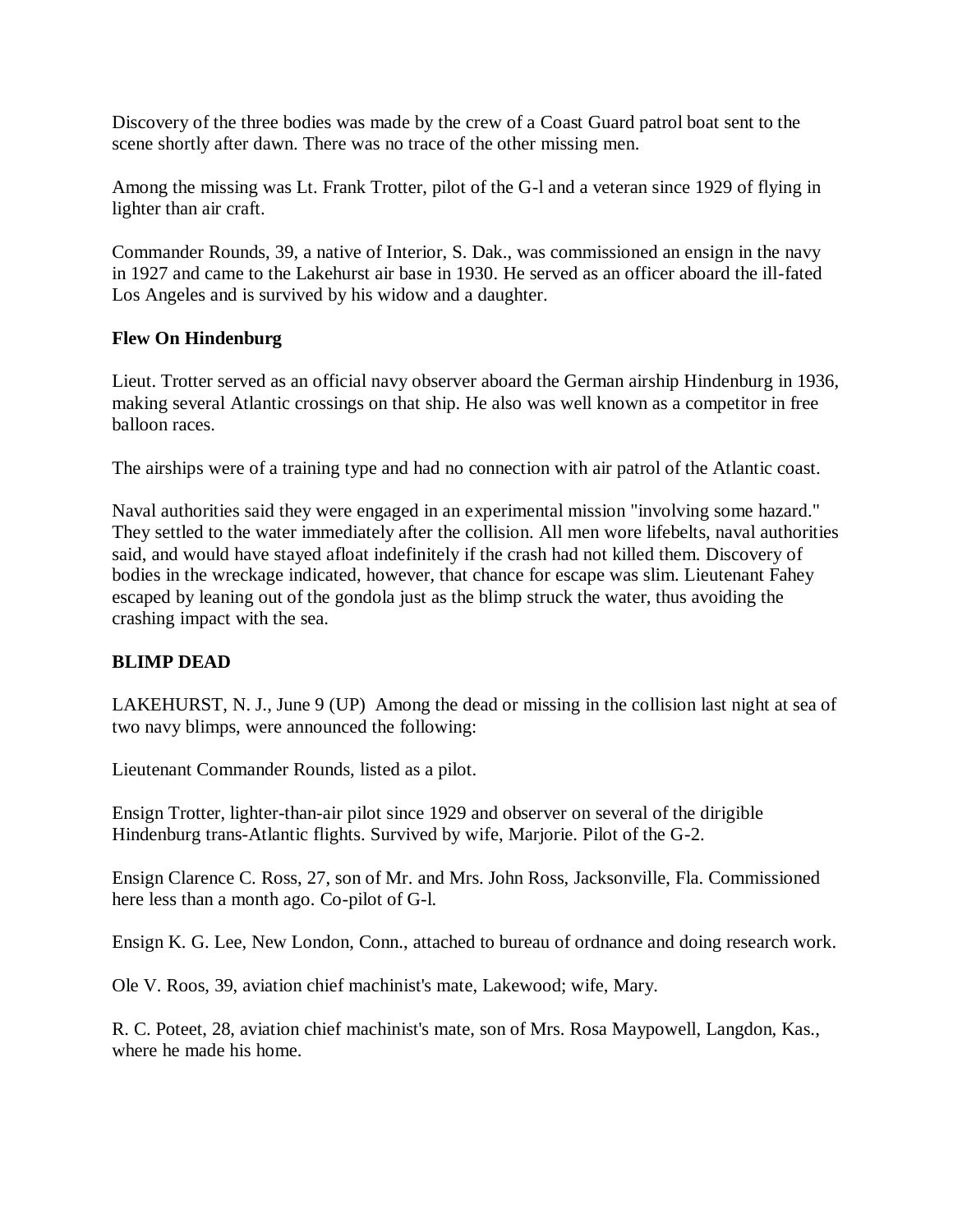Discovery of the three bodies was made by the crew of a Coast Guard patrol boat sent to the scene shortly after dawn. There was no trace of the other missing men.

Among the missing was Lt. Frank Trotter, pilot of the G-l and a veteran since 1929 of flying in lighter than air craft.

Commander Rounds, 39, a native of Interior, S. Dak., was commissioned an ensign in the navy in 1927 and came to the Lakehurst air base in 1930. He served as an officer aboard the ill-fated Los Angeles and is survived by his widow and a daughter.

**Flew On Hindenburg**

Lieut. Trotter served as an official navy observer aboard the German airship Hindenburg in 1936, making several Atlantic crossings on that ship. He also was well known as a competitor in free balloon races.

The airships were of a training type and had no connection with air patrol of the Atlantic coast.

Naval authorities said they were engaged in an experimental mission "involving some hazard." They settled to the water immediately after the collision. All men wore lifebelts, naval authorities said, and would have stayed afloat indefinitely if the crash had not killed them. Discovery of bodies in the wreckage indicated, however, that chance for escape was slim. Lieutenant Fahey escaped by leaning out of the gondola just as the blimp struck the water, thus avoiding the crashing impact with the sea.

**BLIMP DEAD**

LAKEHURST, N. J., June 9 (UP) Among the dead or missing in the collision last night at sea of two navy blimps, were announced the following:

Lieutenant Commander Rounds, listed as a pilot.

Ensign Trotter, lighter-than-air pilot since 1929 and observer on several of the dirigible Hindenburg trans-Atlantic flights. Survived by wife, Marjorie. Pilot of the G-2.

Ensign Clarence C. Ross, 27, son of Mr. and Mrs. John Ross, Jacksonville, Fla. Commissioned here less than a month ago. Co-pilot of G-l.

Ensign K. G. Lee, New London, Conn., attached to bureau of ordnance and doing research work.

Ole V. Roos, 39, aviation chief machinist's mate, Lakewood; wife, Mary.

R. C. Poteet, 28, aviation chief machinist's mate, son of Mrs. Rosa Maypowell, Langdon, Kas., where he made his home.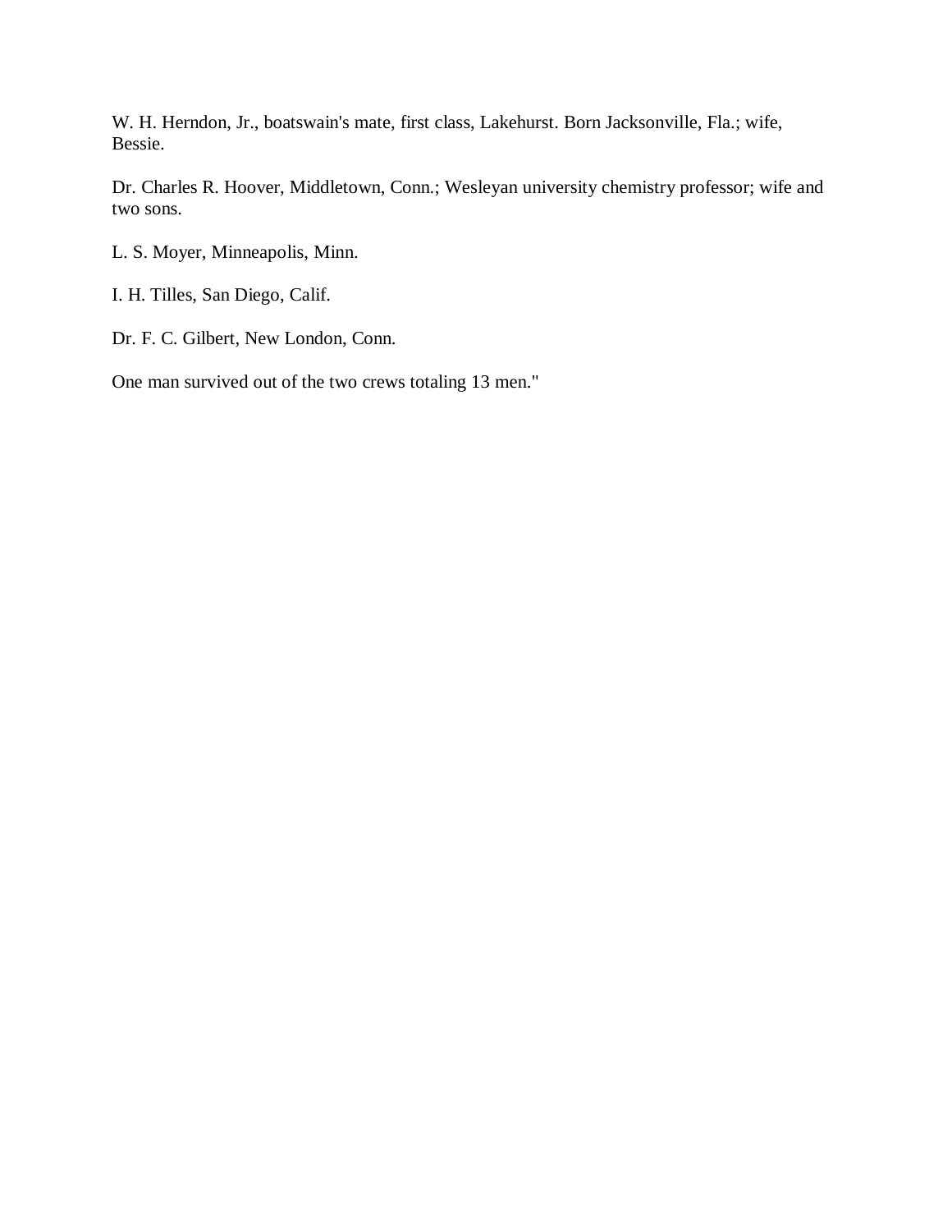W. H. Herndon, Jr., boatswain's mate, first class, Lakehurst. Born Jacksonville, Fla.; wife, Bessie.

Dr. Charles R. Hoover, Middletown, Conn.; Wesleyan university chemistry professor; wife and two sons.

L. S. Moyer, Minneapolis, Minn.

I. H. Tilles, San Diego, Calif.

Dr. F. C. Gilbert, New London, Conn.

One man survived out of the two crews totaling 13 men."